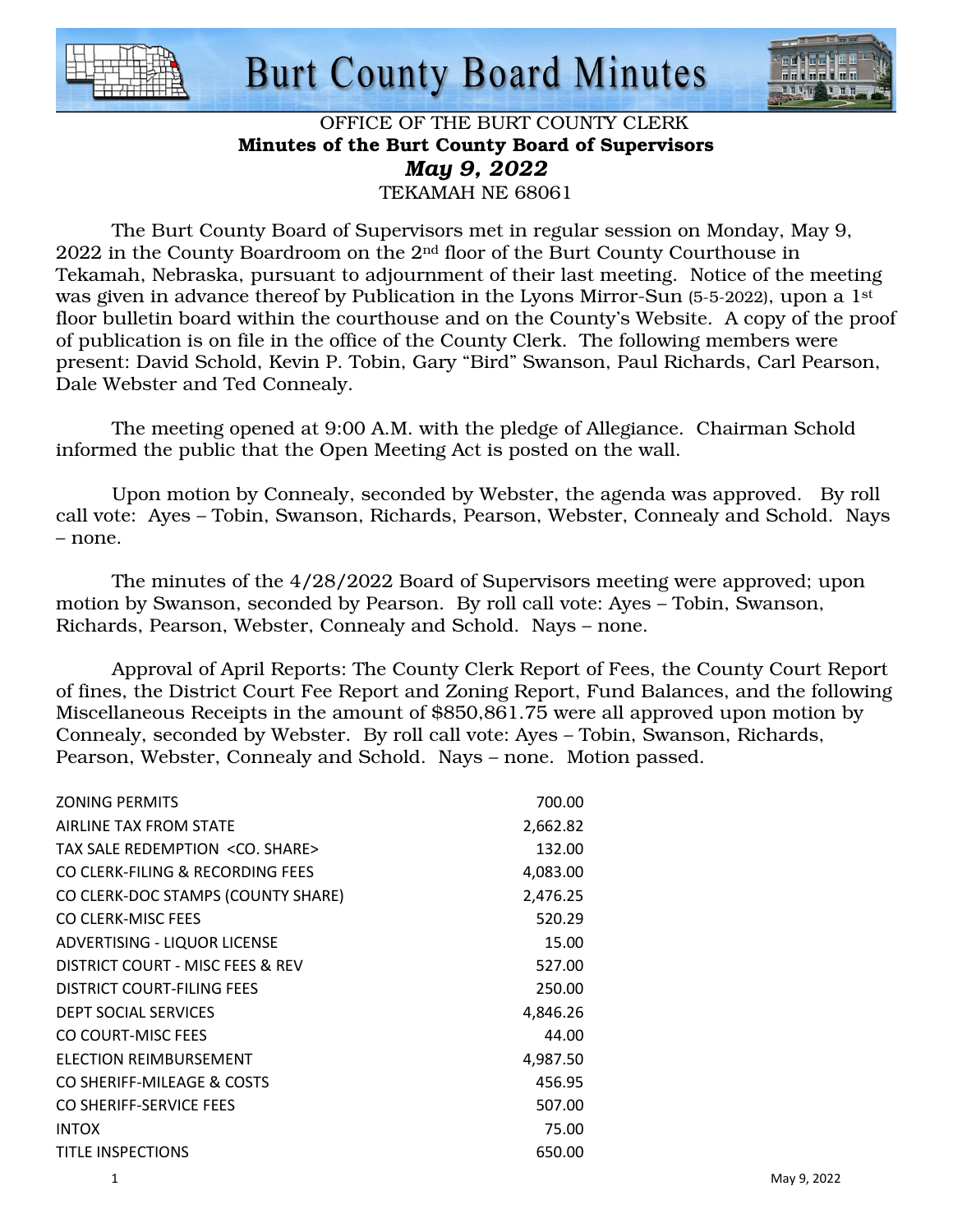# Burt County Board Minutes

OFFICE OF THE BURT COUNTY CLERK
**Minutes of the Burt County Board of Supervisors**
***May 9, 2022***
TEKAMAH NE 68061

The Burt County Board of Supervisors met in regular session on Monday, May 9, 2022 in the County Boardroom on the 2nd floor of the Burt County Courthouse in Tekamah, Nebraska, pursuant to adjournment of their last meeting. Notice of the meeting was given in advance thereof by Publication in the Lyons Mirror-Sun (5-5-2022), upon a 1st floor bulletin board within the courthouse and on the County's Website. A copy of the proof of publication is on file in the office of the County Clerk. The following members were present: David Schold, Kevin P. Tobin, Gary "Bird" Swanson, Paul Richards, Carl Pearson, Dale Webster and Ted Connealy.

The meeting opened at 9:00 A.M. with the pledge of Allegiance. Chairman Schold informed the public that the Open Meeting Act is posted on the wall.

Upon motion by Connealy, seconded by Webster, the agenda was approved. By roll call vote: Ayes – Tobin, Swanson, Richards, Pearson, Webster, Connealy and Schold. Nays – none.

The minutes of the 4/28/2022 Board of Supervisors meeting were approved; upon motion by Swanson, seconded by Pearson. By roll call vote: Ayes – Tobin, Swanson, Richards, Pearson, Webster, Connealy and Schold. Nays – none.

Approval of April Reports: The County Clerk Report of Fees, the County Court Report of fines, the District Court Fee Report and Zoning Report, Fund Balances, and the following Miscellaneous Receipts in the amount of $850,861.75 were all approved upon motion by Connealy, seconded by Webster. By roll call vote: Ayes – Tobin, Swanson, Richards, Pearson, Webster, Connealy and Schold. Nays – none. Motion passed.

| | |
|---|---|
| ZONING PERMITS | 700.00 |
| AIRLINE TAX FROM STATE | 2,662.82 |
| TAX SALE REDEMPTION <CO. SHARE> | 132.00 |
| CO CLERK-FILING & RECORDING FEES | 4,083.00 |
| CO CLERK-DOC STAMPS (COUNTY SHARE) | 2,476.25 |
| CO CLERK-MISC FEES | 520.29 |
| ADVERTISING - LIQUOR LICENSE | 15.00 |
| DISTRICT COURT - MISC FEES & REV | 527.00 |
| DISTRICT COURT-FILING FEES | 250.00 |
| DEPT SOCIAL SERVICES | 4,846.26 |
| CO COURT-MISC FEES | 44.00 |
| ELECTION REIMBURSEMENT | 4,987.50 |
| CO SHERIFF-MILEAGE & COSTS | 456.95 |
| CO SHERIFF-SERVICE FEES | 507.00 |
| INTOX | 75.00 |
| TITLE INSPECTIONS | 650.00 |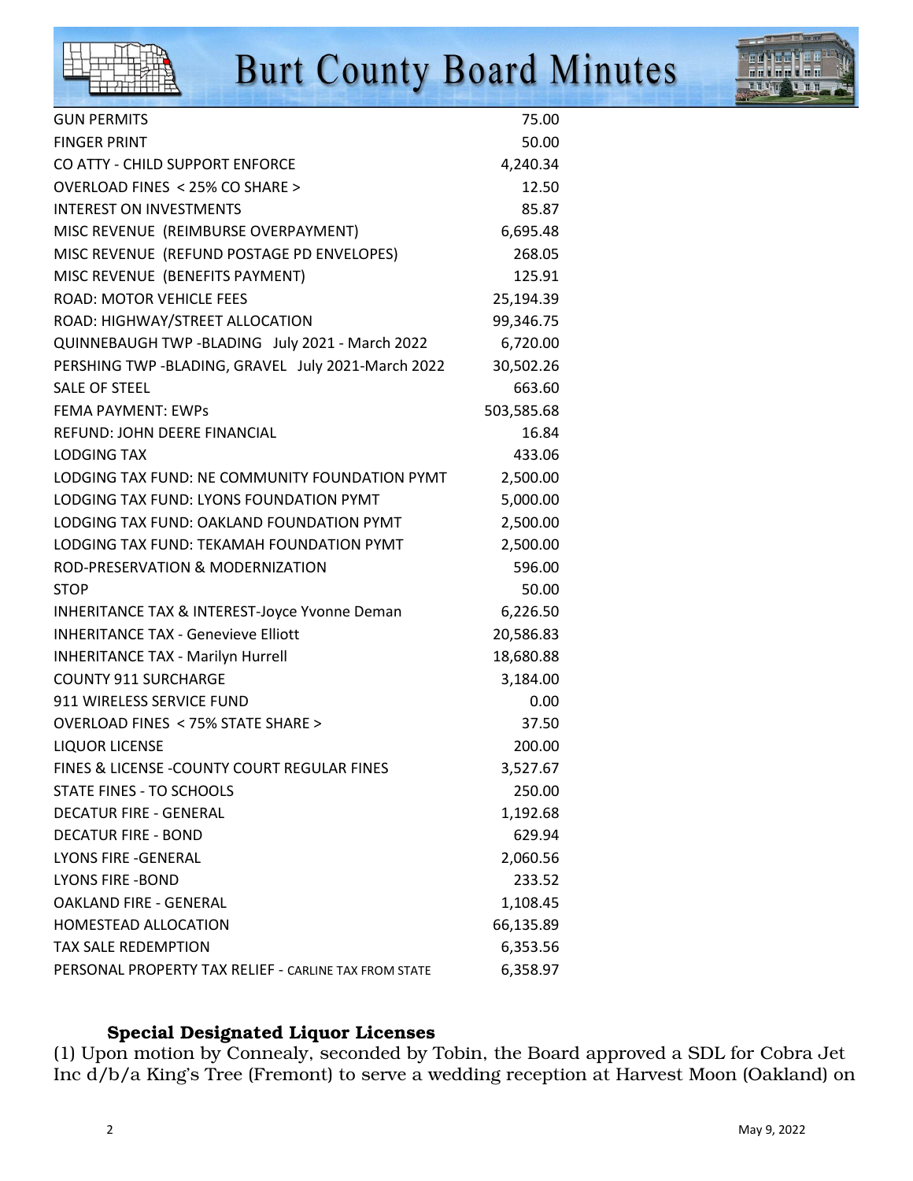| | |
|---|---|
| GUN PERMITS | 75.00 |
| FINGER PRINT | 50.00 |
| CO ATTY - CHILD SUPPORT ENFORCE | 4,240.34 |
| OVERLOAD FINES < 25% CO SHARE > | 12.50 |
| INTEREST ON INVESTMENTS | 85.87 |
| MISC REVENUE (REIMBURSE OVERPAYMENT) | 6,695.48 |
| MISC REVENUE (REFUND POSTAGE PD ENVELOPES) | 268.05 |
| MISC REVENUE (BENEFITS PAYMENT) | 125.91 |
| ROAD: MOTOR VEHICLE FEES | 25,194.39 |
| ROAD: HIGHWAY/STREET ALLOCATION | 99,346.75 |
| QUINNEBAUGH TWP -BLADING July 2021 - March 2022 | 6,720.00 |
| PERSHING TWP -BLADING, GRAVEL July 2021-March 2022 | 30,502.26 |
| SALE OF STEEL | 663.60 |
| FEMA PAYMENT: EWPs | 503,585.68 |
| REFUND: JOHN DEERE FINANCIAL | 16.84 |
| LODGING TAX | 433.06 |
| LODGING TAX FUND: NE COMMUNITY FOUNDATION PYMT | 2,500.00 |
| LODGING TAX FUND: LYONS FOUNDATION PYMT | 5,000.00 |
| LODGING TAX FUND: OAKLAND FOUNDATION PYMT | 2,500.00 |
| LODGING TAX FUND: TEKAMAH FOUNDATION PYMT | 2,500.00 |
| ROD-PRESERVATION & MODERNIZATION | 596.00 |
| STOP | 50.00 |
| INHERITANCE TAX & INTEREST-Joyce Yvonne Deman | 6,226.50 |
| INHERITANCE TAX - Genevieve Elliott | 20,586.83 |
| INHERITANCE TAX - Marilyn Hurrell | 18,680.88 |
| COUNTY 911 SURCHARGE | 3,184.00 |
| 911 WIRELESS SERVICE FUND | 0.00 |
| OVERLOAD FINES < 75% STATE SHARE > | 37.50 |
| LIQUOR LICENSE | 200.00 |
| FINES & LICENSE -COUNTY COURT REGULAR FINES | 3,527.67 |
| STATE FINES - TO SCHOOLS | 250.00 |
| DECATUR FIRE - GENERAL | 1,192.68 |
| DECATUR FIRE - BOND | 629.94 |
| LYONS FIRE -GENERAL | 2,060.56 |
| LYONS FIRE -BOND | 233.52 |
| OAKLAND FIRE - GENERAL | 1,108.45 |
| HOMESTEAD ALLOCATION | 66,135.89 |
| TAX SALE REDEMPTION | 6,353.56 |
| PERSONAL PROPERTY TAX RELIEF - CARLINE TAX FROM STATE | 6,358.97 |

### Special Designated Liquor Licenses

(1) Upon motion by Connealy, seconded by Tobin, the Board approved a SDL for Cobra Jet Inc d/b/a King's Tree (Fremont) to serve a wedding reception at Harvest Moon (Oakland) on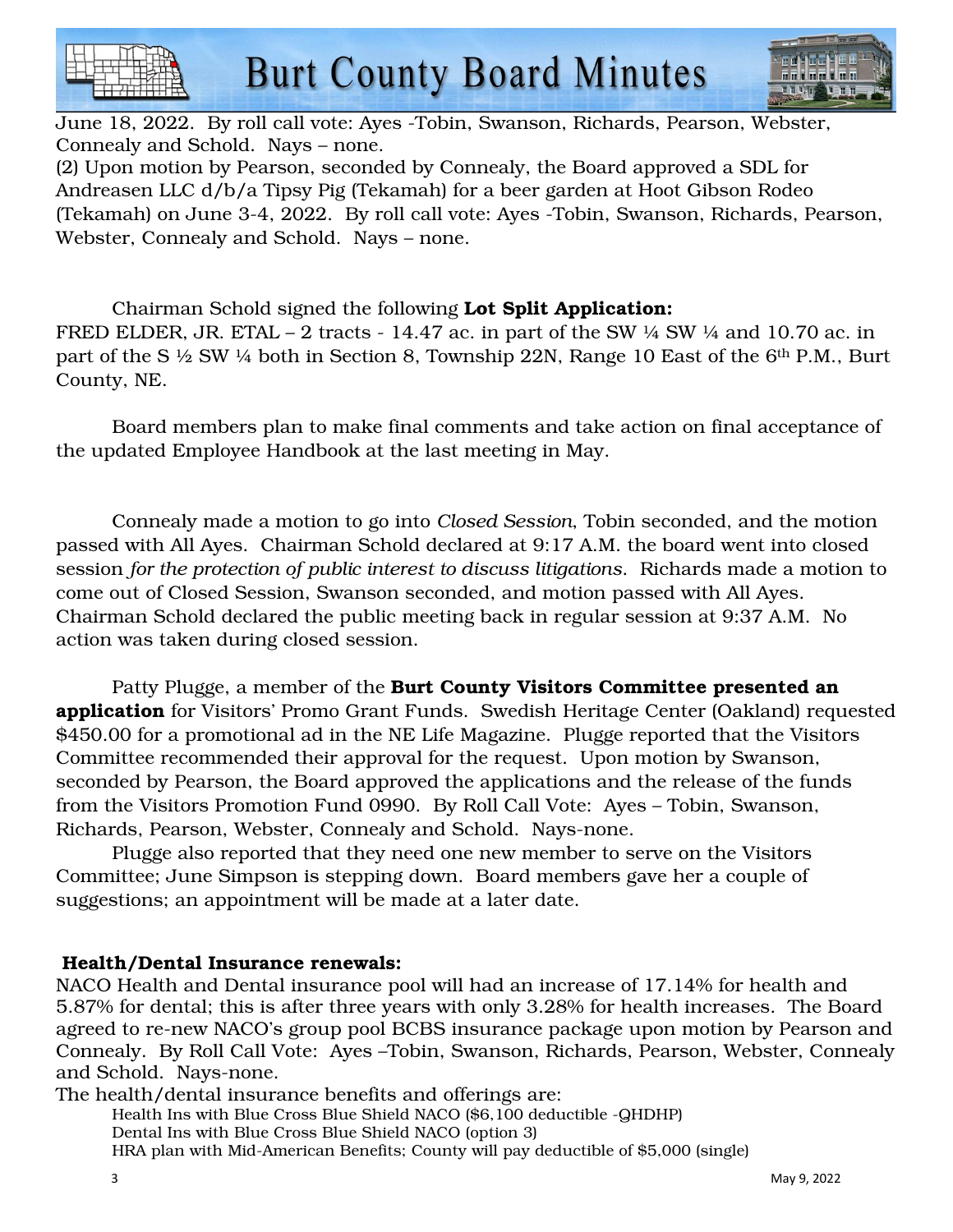June 18, 2022. By roll call vote: Ayes -Tobin, Swanson, Richards, Pearson, Webster, Connealy and Schold. Nays – none.

(2) Upon motion by Pearson, seconded by Connealy, the Board approved a SDL for Andreasen LLC d/b/a Tipsy Pig (Tekamah) for a beer garden at Hoot Gibson Rodeo (Tekamah) on June 3-4, 2022. By roll call vote: Ayes -Tobin, Swanson, Richards, Pearson, Webster, Connealy and Schold. Nays – none.

Chairman Schold signed the following **Lot Split Application:**
FRED ELDER, JR. ETAL – 2 tracts - 14.47 ac. in part of the SW ¼ SW ¼ and 10.70 ac. in part of the S ½ SW ¼ both in Section 8, Township 22N, Range 10 East of the 6th P.M., Burt County, NE.

Board members plan to make final comments and take action on final acceptance of the updated Employee Handbook at the last meeting in May.

Connealy made a motion to go into *Closed Session*, Tobin seconded, and the motion passed with All Ayes. Chairman Schold declared at 9:17 A.M. the board went into closed session *for the protection of public interest to discuss litigations*. Richards made a motion to come out of Closed Session, Swanson seconded, and motion passed with All Ayes. Chairman Schold declared the public meeting back in regular session at 9:37 A.M. No action was taken during closed session.

Patty Plugge, a member of the **Burt County Visitors Committee presented an application** for Visitors' Promo Grant Funds. Swedish Heritage Center (Oakland) requested $450.00 for a promotional ad in the NE Life Magazine. Plugge reported that the Visitors Committee recommended their approval for the request. Upon motion by Swanson, seconded by Pearson, the Board approved the applications and the release of the funds from the Visitors Promotion Fund 0990. By Roll Call Vote: Ayes – Tobin, Swanson, Richards, Pearson, Webster, Connealy and Schold. Nays-none.

Plugge also reported that they need one new member to serve on the Visitors Committee; June Simpson is stepping down. Board members gave her a couple of suggestions; an appointment will be made at a later date.

**Health/Dental Insurance renewals:**
NACO Health and Dental insurance pool will had an increase of 17.14% for health and 5.87% for dental; this is after three years with only 3.28% for health increases. The Board agreed to re-new NACO's group pool BCBS insurance package upon motion by Pearson and Connealy. By Roll Call Vote: Ayes –Tobin, Swanson, Richards, Pearson, Webster, Connealy and Schold. Nays-none.

The health/dental insurance benefits and offerings are:

Health Ins with Blue Cross Blue Shield NACO ($6,100 deductible -QHDHP)
Dental Ins with Blue Cross Blue Shield NACO (option 3)
HRA plan with Mid-American Benefits; County will pay deductible of $5,000 (single)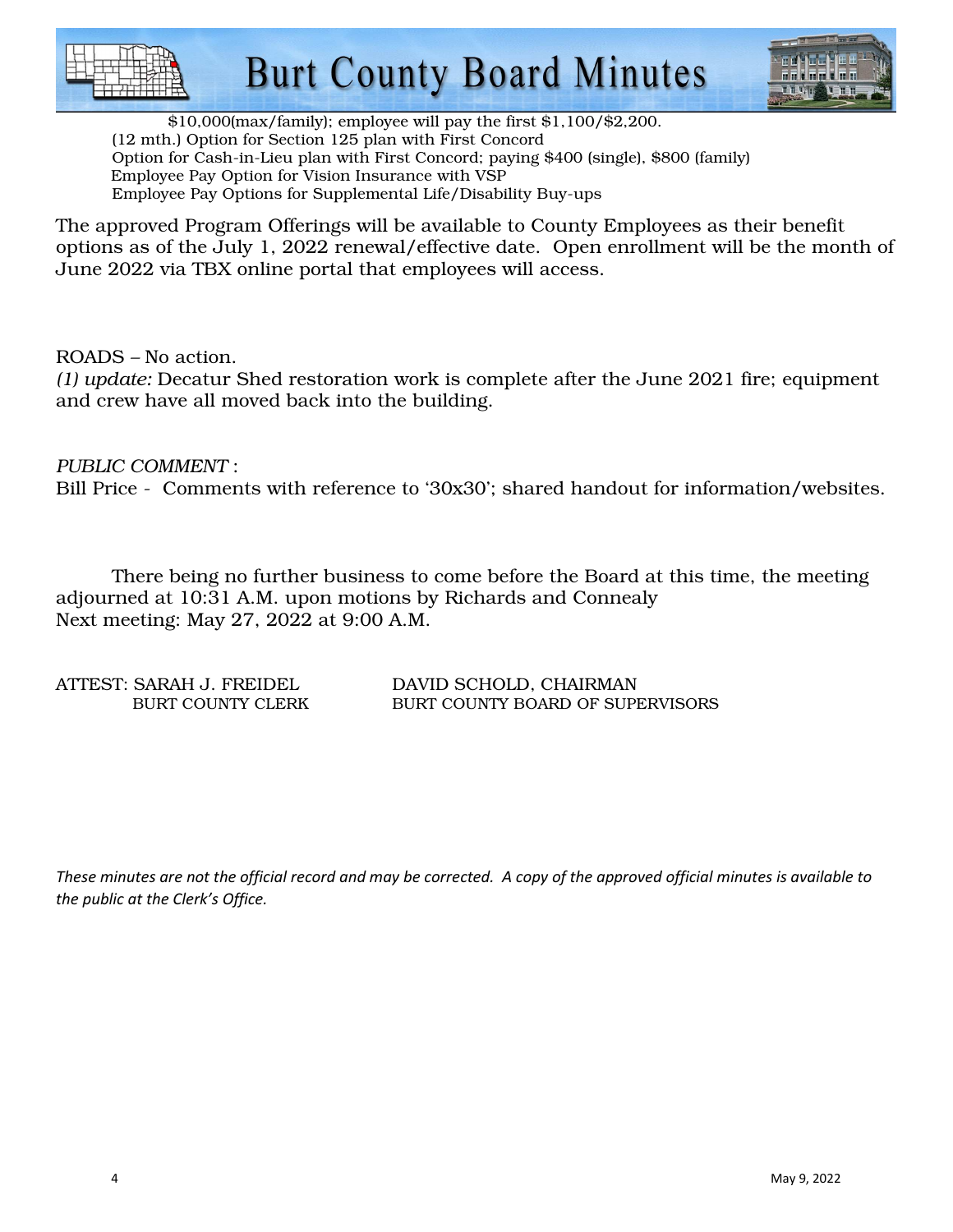$10,000(max/family); employee will pay the first $1,100/$2,200.
(12 mth.) Option for Section 125 plan with First Concord
Option for Cash-in-Lieu plan with First Concord; paying $400 (single), $800 (family)
Employee Pay Option for Vision Insurance with VSP
Employee Pay Options for Supplemental Life/Disability Buy-ups

The approved Program Offerings will be available to County Employees as their benefit options as of the July 1, 2022 renewal/effective date. Open enrollment will be the month of June 2022 via TBX online portal that employees will access.

ROADS – No action.
*(1) update:* Decatur Shed restoration work is complete after the June 2021 fire; equipment and crew have all moved back into the building.

*PUBLIC COMMENT* :
Bill Price - Comments with reference to '30x30'; shared handout for information/websites.

There being no further business to come before the Board at this time, the meeting adjourned at 10:31 A.M. upon motions by Richards and Connealy
Next meeting: May 27, 2022 at 9:00 A.M.

ATTEST: SARAH J. FREIDEL
BURT COUNTY CLERK

DAVID SCHOLD, CHAIRMAN
BURT COUNTY BOARD OF SUPERVISORS

*These minutes are not the official record and may be corrected. A copy of the approved official minutes is available to the public at the Clerk's Office.*